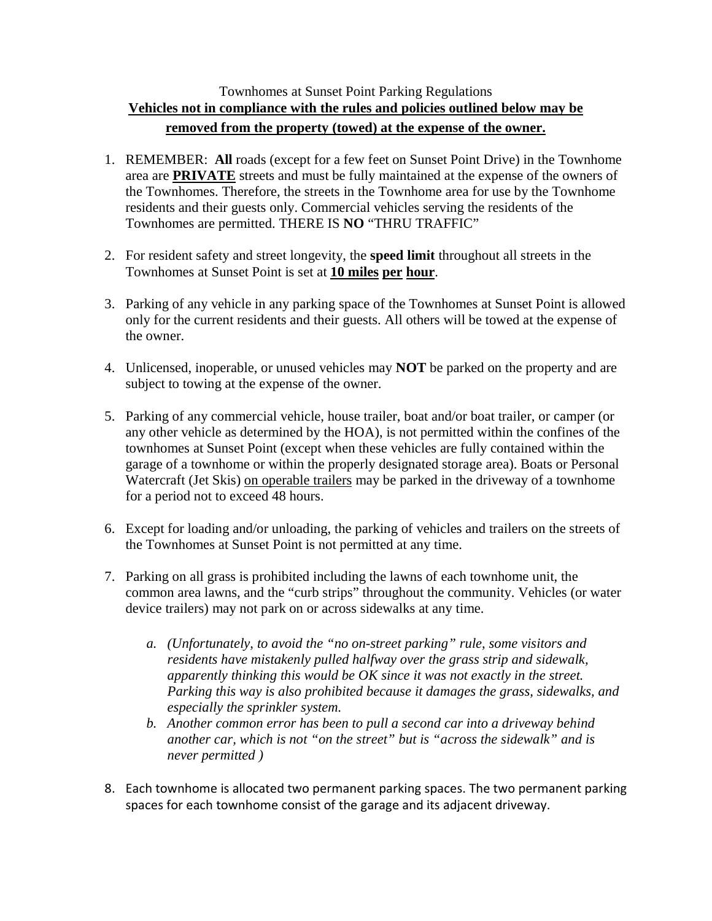# Townhomes at Sunset Point Parking Regulations

**Vehicles not in compliance with the rules and policies outlined below may be removed from the property (towed) at the expense of the owner.**

1. REMEMBER: **All** roads (except for a few feet on Sunset Point Drive) in the Townhome area are **PRIVATE** streets and must be fully maintained at the expense of the owners of the Townhomes. Therefore, the streets in the Townhome area for use by the Townhome residents and their guests only. Commercial vehicles serving the residents of the Townhomes are permitted. THERE IS **NO** "THRU TRAFFIC"

2. For resident safety and street longevity, the **speed limit** throughout all streets in the Townhomes at Sunset Point is set at **10 miles per hour**.

3. Parking of any vehicle in any parking space of the Townhomes at Sunset Point is allowed only for the current residents and their guests. All others will be towed at the expense of the owner.

4. Unlicensed, inoperable, or unused vehicles may **NOT** be parked on the property and are subject to towing at the expense of the owner.

5. Parking of any commercial vehicle, house trailer, boat and/or boat trailer, or camper (or any other vehicle as determined by the HOA), is not permitted within the confines of the townhomes at Sunset Point (except when these vehicles are fully contained within the garage of a townhome or within the properly designated storage area). Boats or Personal Watercraft (Jet Skis) on operable trailers may be parked in the driveway of a townhome for a period not to exceed 48 hours.

6. Except for loading and/or unloading, the parking of vehicles and trailers on the streets of the Townhomes at Sunset Point is not permitted at any time.

7. Parking on all grass is prohibited including the lawns of each townhome unit, the common area lawns, and the "curb strips" throughout the community. Vehicles (or water device trailers) may not park on or across sidewalks at any time.

   a. *(Unfortunately, to avoid the "no on-street parking" rule, some visitors and residents have mistakenly pulled halfway over the grass strip and sidewalk, apparently thinking this would be OK since it was not exactly in the street. Parking this way is also prohibited because it damages the grass, sidewalks, and especially the sprinkler system.*
   b. *Another common error has been to pull a second car into a driveway behind another car, which is not "on the street" but is "across the sidewalk" and is never permitted )*

8. Each townhome is allocated two permanent parking spaces. The two permanent parking spaces for each townhome consist of the garage and its adjacent driveway.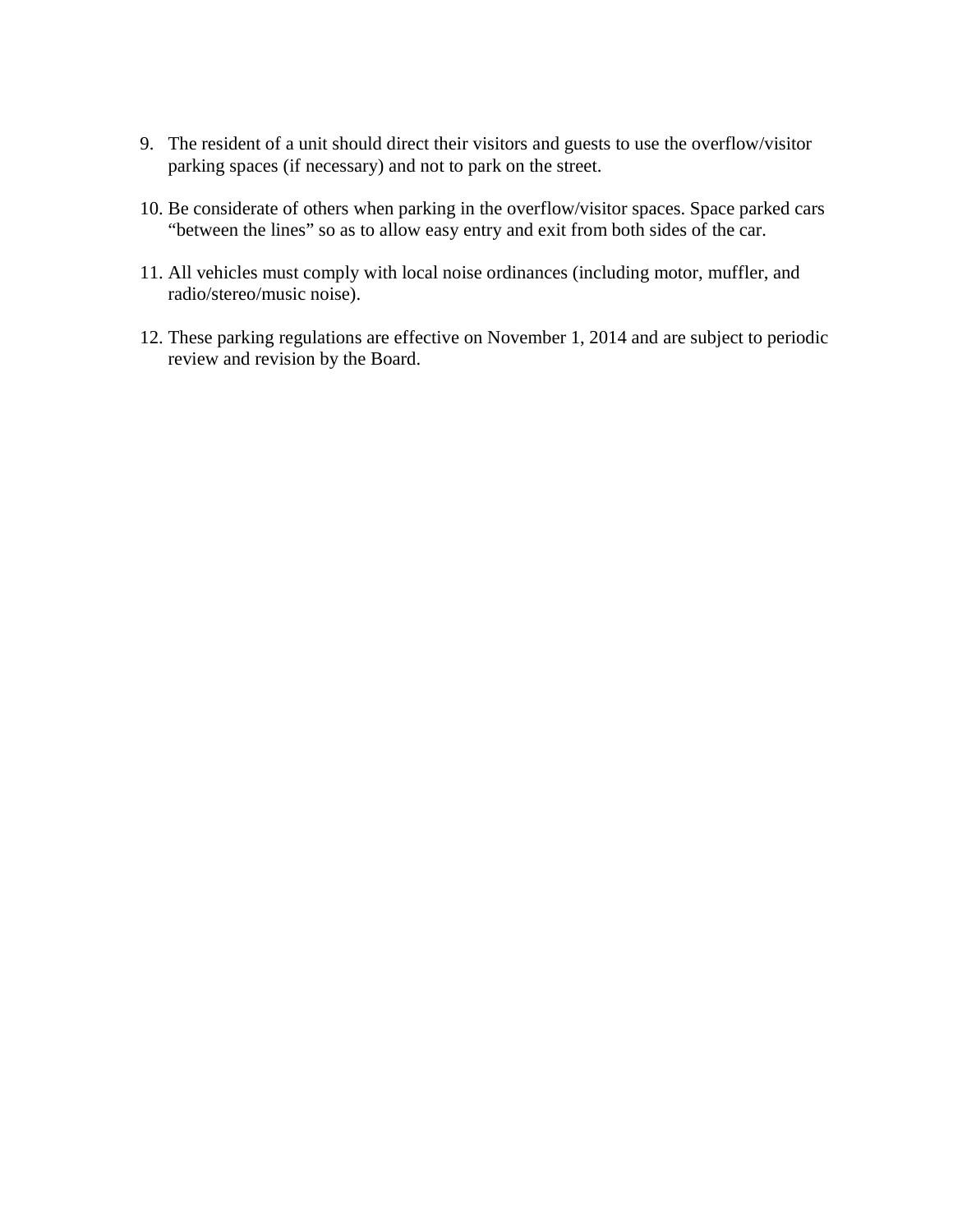9. The resident of a unit should direct their visitors and guests to use the overflow/visitor parking spaces (if necessary) and not to park on the street.

10. Be considerate of others when parking in the overflow/visitor spaces. Space parked cars "between the lines" so as to allow easy entry and exit from both sides of the car.

11. All vehicles must comply with local noise ordinances (including motor, muffler, and radio/stereo/music noise).

12. These parking regulations are effective on November 1, 2014 and are subject to periodic review and revision by the Board.